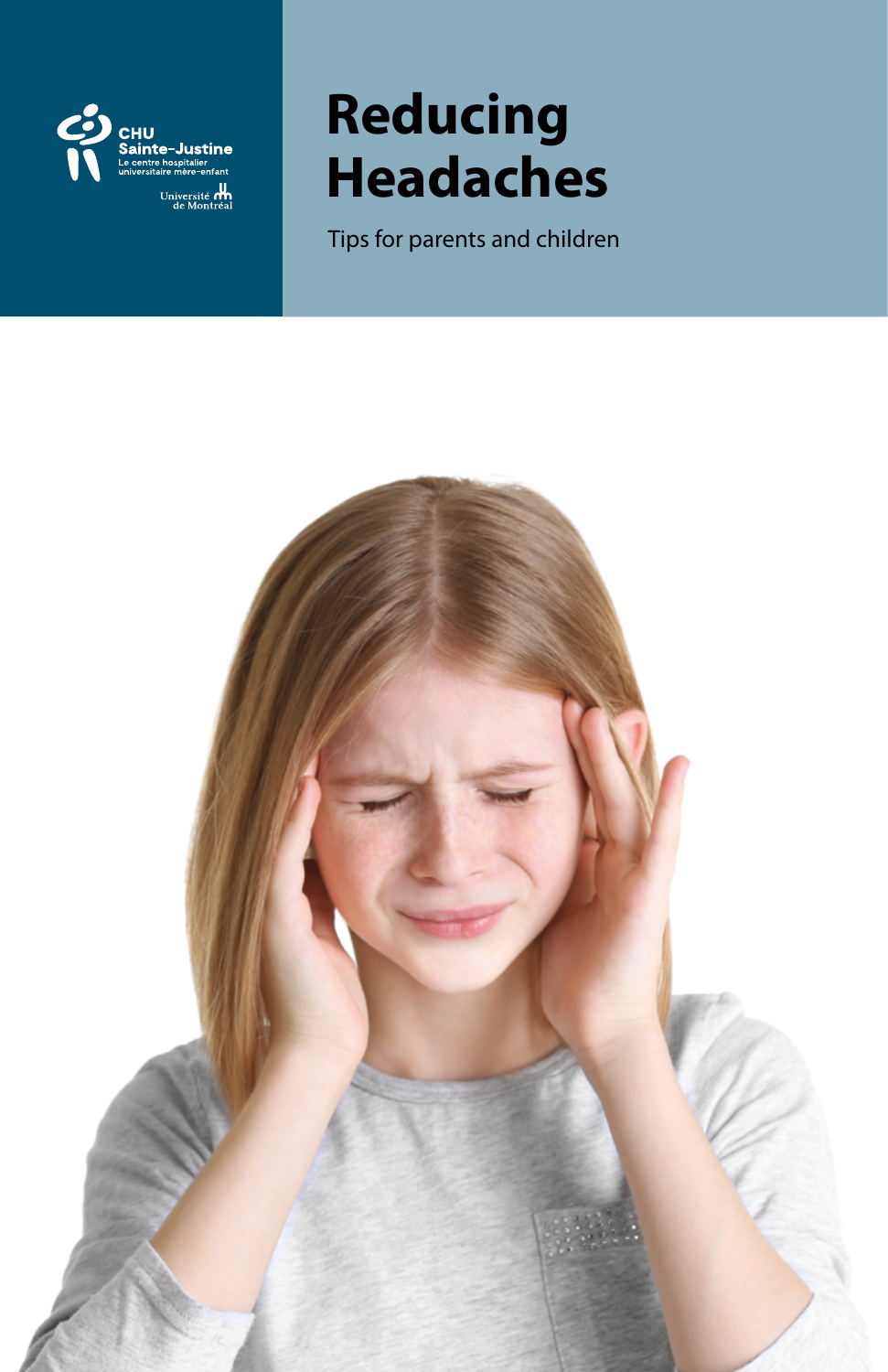CHU Sainte-Justine

Le centre hospitalier universitaire mère-enfant

Université de Montréal

# Reducing Headaches

Tips for parents and children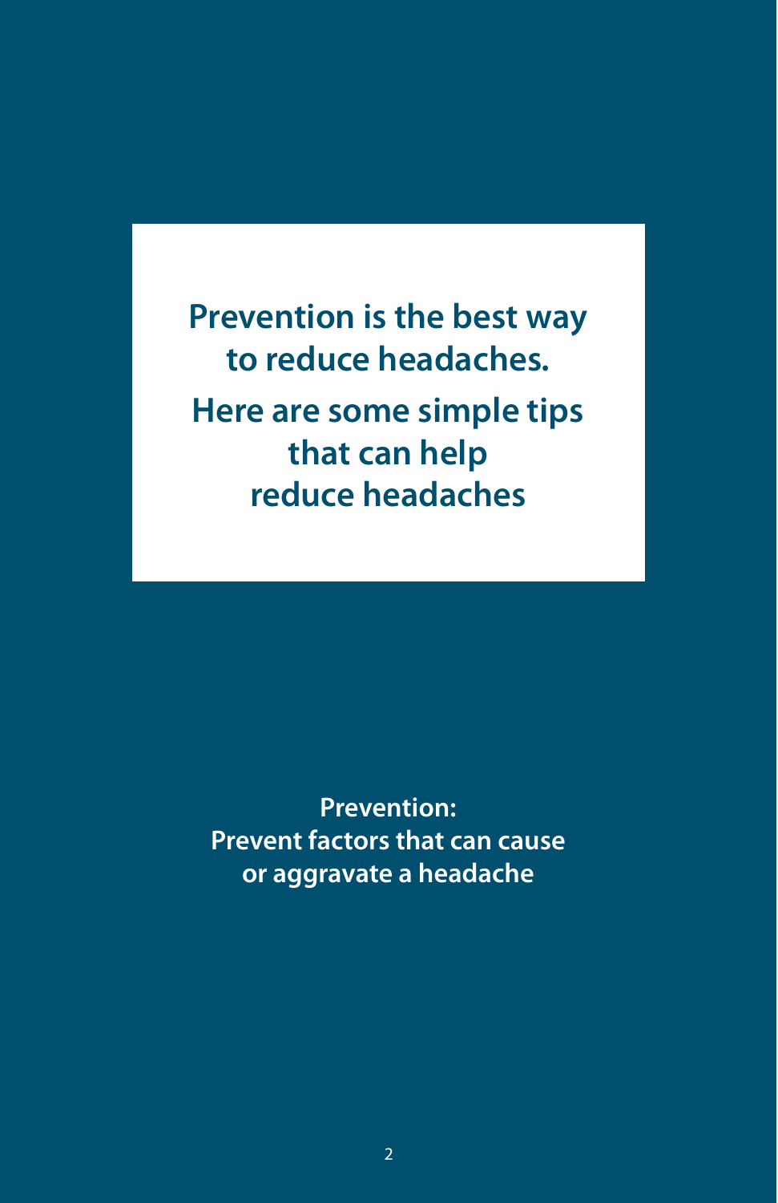## Prevention is the best way to reduce headaches.

## Here are some simple tips that can help reduce headaches

**Prevention:**
**Prevent factors that can cause or aggravate a headache**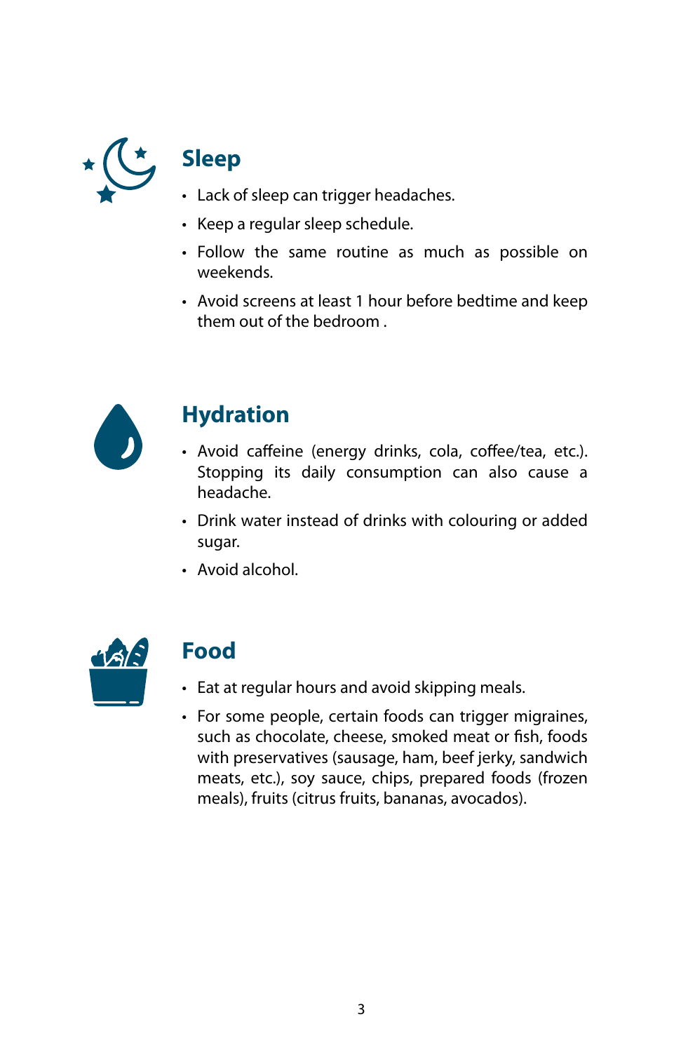## Sleep

- Lack of sleep can trigger headaches.
- Keep a regular sleep schedule.
- Follow the same routine as much as possible on weekends.
- Avoid screens at least 1 hour before bedtime and keep them out of the bedroom .

## Hydration

- Avoid caffeine (energy drinks, cola, coffee/tea, etc.). Stopping its daily consumption can also cause a headache.
- Drink water instead of drinks with colouring or added sugar.
- Avoid alcohol.

## Food

- Eat at regular hours and avoid skipping meals.
- For some people, certain foods can trigger migraines, such as chocolate, cheese, smoked meat or fish, foods with preservatives (sausage, ham, beef jerky, sandwich meats, etc.), soy sauce, chips, prepared foods (frozen meals), fruits (citrus fruits, bananas, avocados).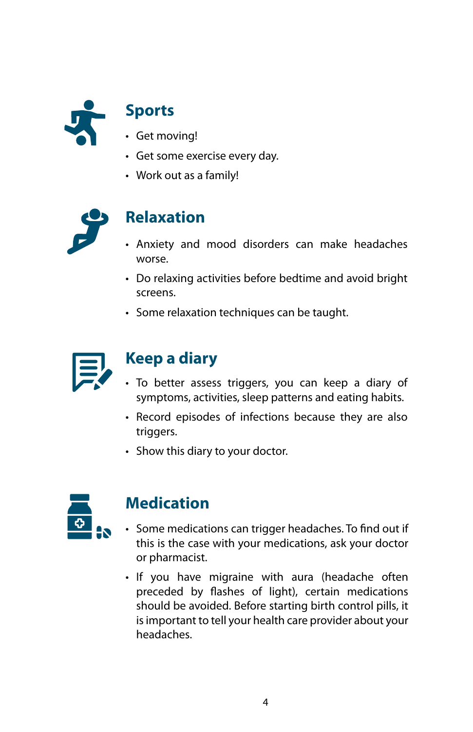## Sports

- Get moving!
- Get some exercise every day.
- Work out as a family!

## Relaxation

- Anxiety and mood disorders can make headaches worse.
- Do relaxing activities before bedtime and avoid bright screens.
- Some relaxation techniques can be taught.

## Keep a diary

- To better assess triggers, you can keep a diary of symptoms, activities, sleep patterns and eating habits.
- Record episodes of infections because they are also triggers.
- Show this diary to your doctor.

## Medication

- Some medications can trigger headaches. To find out if this is the case with your medications, ask your doctor or pharmacist.
- If you have migraine with aura (headache often preceded by flashes of light), certain medications should be avoided. Before starting birth control pills, it is important to tell your health care provider about your headaches.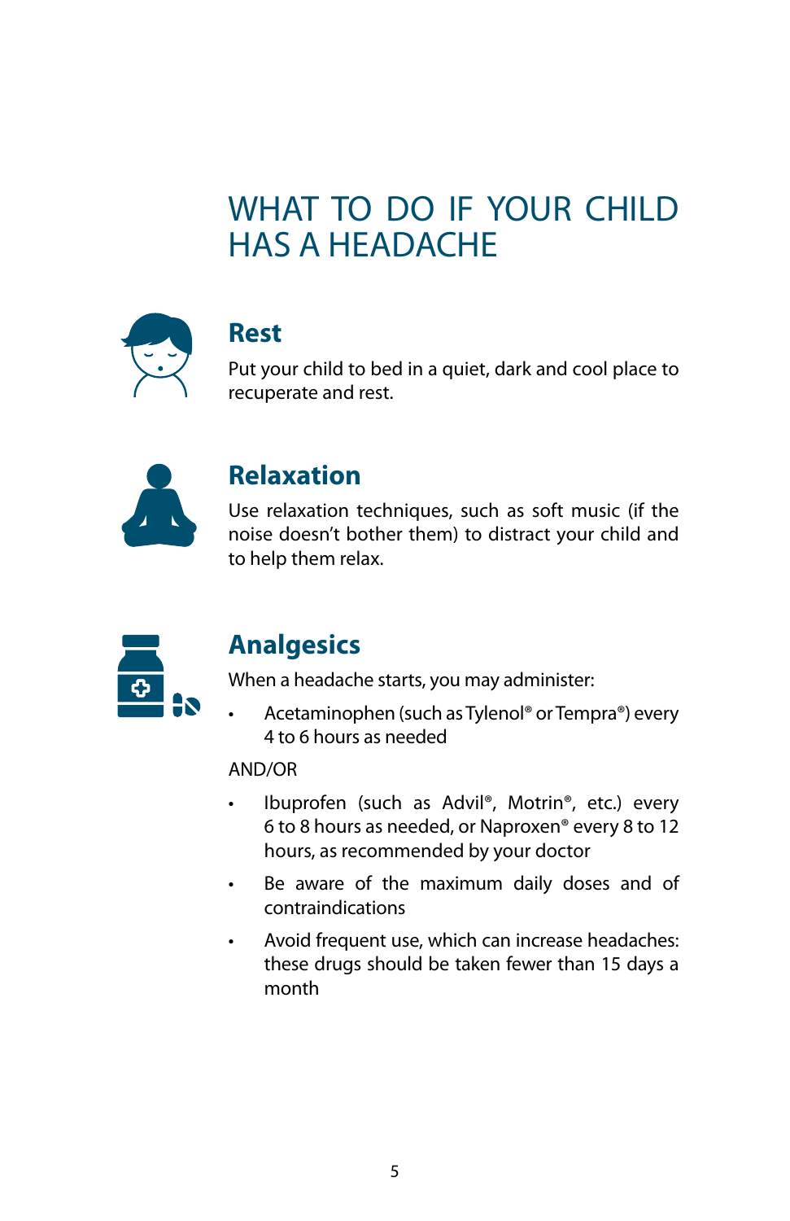# WHAT TO DO IF YOUR CHILD HAS A HEADACHE

## Rest

Put your child to bed in a quiet, dark and cool place to recuperate and rest.

## Relaxation

Use relaxation techniques, such as soft music (if the noise doesn't bother them) to distract your child and to help them relax.

## Analgesics

When a headache starts, you may administer:

- Acetaminophen (such as Tylenol® or Tempra®) every 4 to 6 hours as needed

AND/OR

- Ibuprofen (such as Advil®, Motrin®, etc.) every 6 to 8 hours as needed, or Naproxen® every 8 to 12 hours, as recommended by your doctor
- Be aware of the maximum daily doses and of contraindications
- Avoid frequent use, which can increase headaches: these drugs should be taken fewer than 15 days a month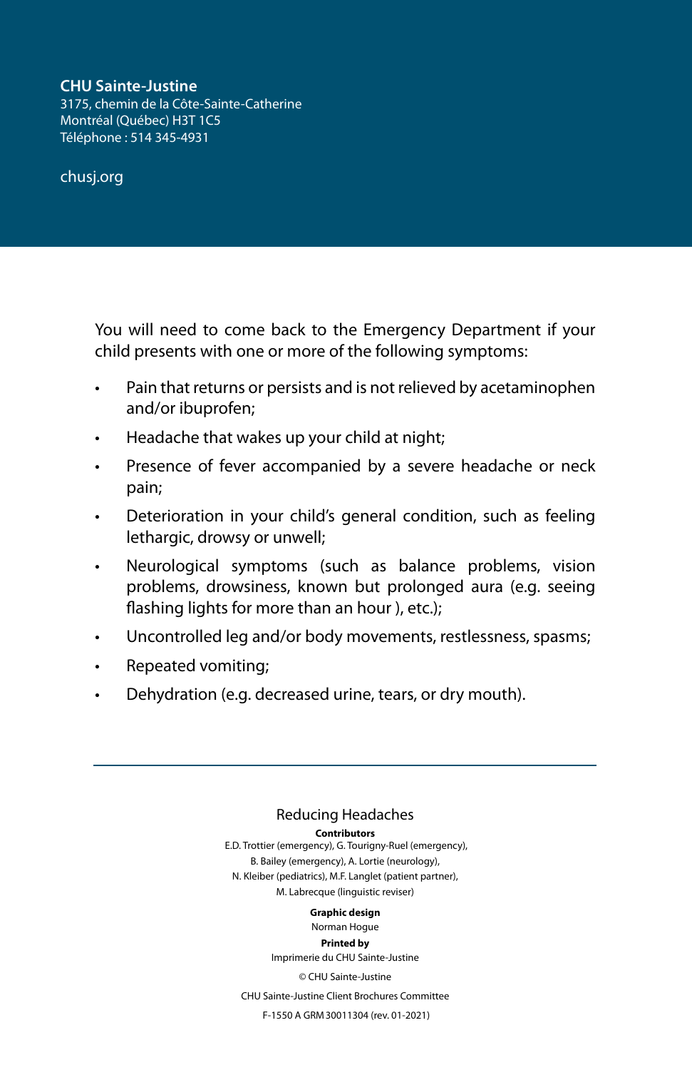**CHU Sainte-Justine**
3175, chemin de la Côte-Sainte-Catherine
Montréal (Québec) H3T 1C5
Téléphone : 514 345-4931

chusj.org

You will need to come back to the Emergency Department if your child presents with one or more of the following symptoms:

- Pain that returns or persists and is not relieved by acetaminophen and/or ibuprofen;
- Headache that wakes up your child at night;
- Presence of fever accompanied by a severe headache or neck pain;
- Deterioration in your child's general condition, such as feeling lethargic, drowsy or unwell;
- Neurological symptoms (such as balance problems, vision problems, drowsiness, known but prolonged aura (e.g. seeing flashing lights for more than an hour ), etc.);
- Uncontrolled leg and/or body movements, restlessness, spasms;
- Repeated vomiting;
- Dehydration (e.g. decreased urine, tears, or dry mouth).

---

Reducing Headaches

**Contributors**
E.D. Trottier (emergency), G. Tourigny-Ruel (emergency),
B. Bailey (emergency), A. Lortie (neurology),
N. Kleiber (pediatrics), M.F. Langlet (patient partner),
M. Labrecque (linguistic reviser)

**Graphic design**
Norman Hogue

**Printed by**
Imprimerie du CHU Sainte-Justine

© CHU Sainte-Justine

CHU Sainte-Justine Client Brochures Committee

F-1550 A GRM 30011304 (rev. 01-2021)